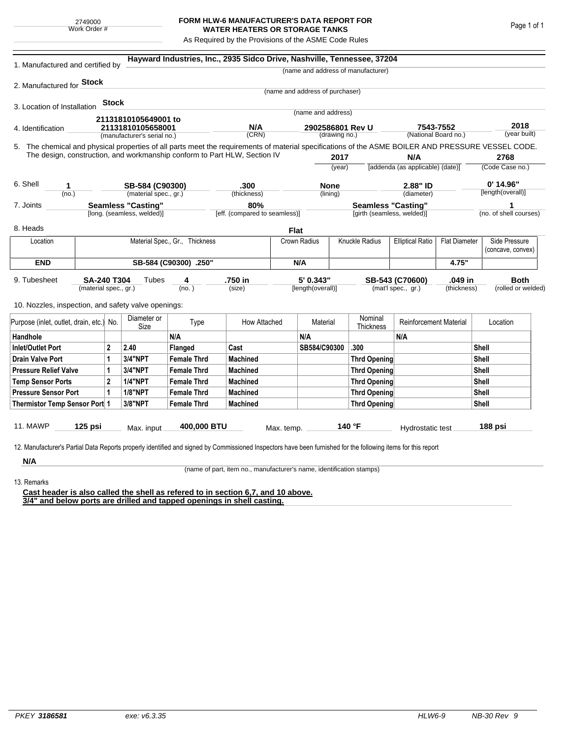2749000
Work Order #

# FORM HLW-6 MANUFACTURER'S DATA REPORT FOR WATER HEATERS OR STORAGE TANKS

As Required by the Provisions of the ASME Code Rules

1. Manufactured and certified by **Hayward Industries, Inc., 2935 Sidco Drive, Nashville, Tennessee, 37204**
(name and address of manufacturer)

2. Manufactured for **Stock**
(name and address of purchaser)

3. Location of Installation **Stock**
(name and address)

4. Identification **21131810105649001 to 21131810105658001** (manufacturer's serial no.) **N/A** (CRN) **2902586801 Rev U** (drawing no.) **7543-7552** (National Board no.) **2018** (year built)

5. The chemical and physical properties of all parts meet the requirements of material specifications of the ASME BOILER AND PRESSURE VESSEL CODE. The design, construction, and workmanship conform to Part HLW, Section IV **2017** (year) **N/A** [addenda (as applicable) (date)] **2768** (Code Case no.)

6. Shell **1** (no.) **SB-584 (C90300)** (material spec., gr.) **.300** (thickness) **None** (lining) **2.88" ID** (diameter) **0' 14.96"** [length(overall)]

7. Joints **Seamless "Casting"** [long. (seamless, welded)] **80%** [eff. (compared to seamless)] **Seamless "Casting"** [girth (seamless, welded)] **1** (no. of shell courses)

8. Heads **Flat**

| Location | Material Spec., Gr., Thickness | Crown Radius | Knuckle Radius | Elliptical Ratio | Flat Diameter | Side Pressure (concave, convex) |
|---|---|---|---|---|---|---|
| **END** | **SB-584 (C90300) .250"** | **N/A** | | | **4.75"** | |

9. Tubesheet **SA-240 T304** (material spec., gr.) Tubes **4** (no.) **.750 in** (size) **5' 0.343"** [length(overall)] **SB-543 (C70600)** (mat'l spec., gr.) **.049 in** (thickness) **Both** (rolled or welded)

10. Nozzles, inspection, and safety valve openings:

| Purpose (inlet, outlet, drain, etc.) | No. | Diameter or Size | Type | How Attached | Material | Nominal Thickness | Reinforcement Material | Location |
|---|---|---|---|---|---|---|---|---|
| **Handhole** | | | **N/A** | | **N/A** | | **N/A** | |
| **Inlet/Outlet Port** | **2** | **2.40** | **Flanged** | **Cast** | **SB584/C90300** | **.300** | | **Shell** |
| **Drain Valve Port** | **1** | **3/4"NPT** | **Female Thrd** | **Machined** | | **Thrd Opening** | | **Shell** |
| **Pressure Relief Valve** | **1** | **3/4"NPT** | **Female Thrd** | **Machined** | | **Thrd Opening** | | **Shell** |
| **Temp Sensor Ports** | **2** | **1/4"NPT** | **Female Thrd** | **Machined** | | **Thrd Opening** | | **Shell** |
| **Pressure Sensor Port** | **1** | **1/8"NPT** | **Female Thrd** | **Machined** | | **Thrd Opening** | | **Shell** |
| **Thermistor Temp Sensor Port** | **1** | **3/8"NPT** | **Female Thrd** | **Machined** | | **Thrd Opening** | | **Shell** |

11. MAWP **125 psi** Max. input **400,000 BTU** Max. temp. **140 °F** Hydrostatic test **188 psi**

12. Manufacturer's Partial Data Reports properly identified and signed by Commissioned Inspectors have been furnished for the following items for this report

**N/A**
(name of part, item no., manufacturer's name, identification stamps)

13. Remarks

**Cast header is also called the shell as refered to in section 6,7, and 10 above.**
**3/4" and below ports are drilled and tapped openings in shell casting.**

PKEY *3186581* exe: v6.3.35 HLW6-9 NB-30 Rev 9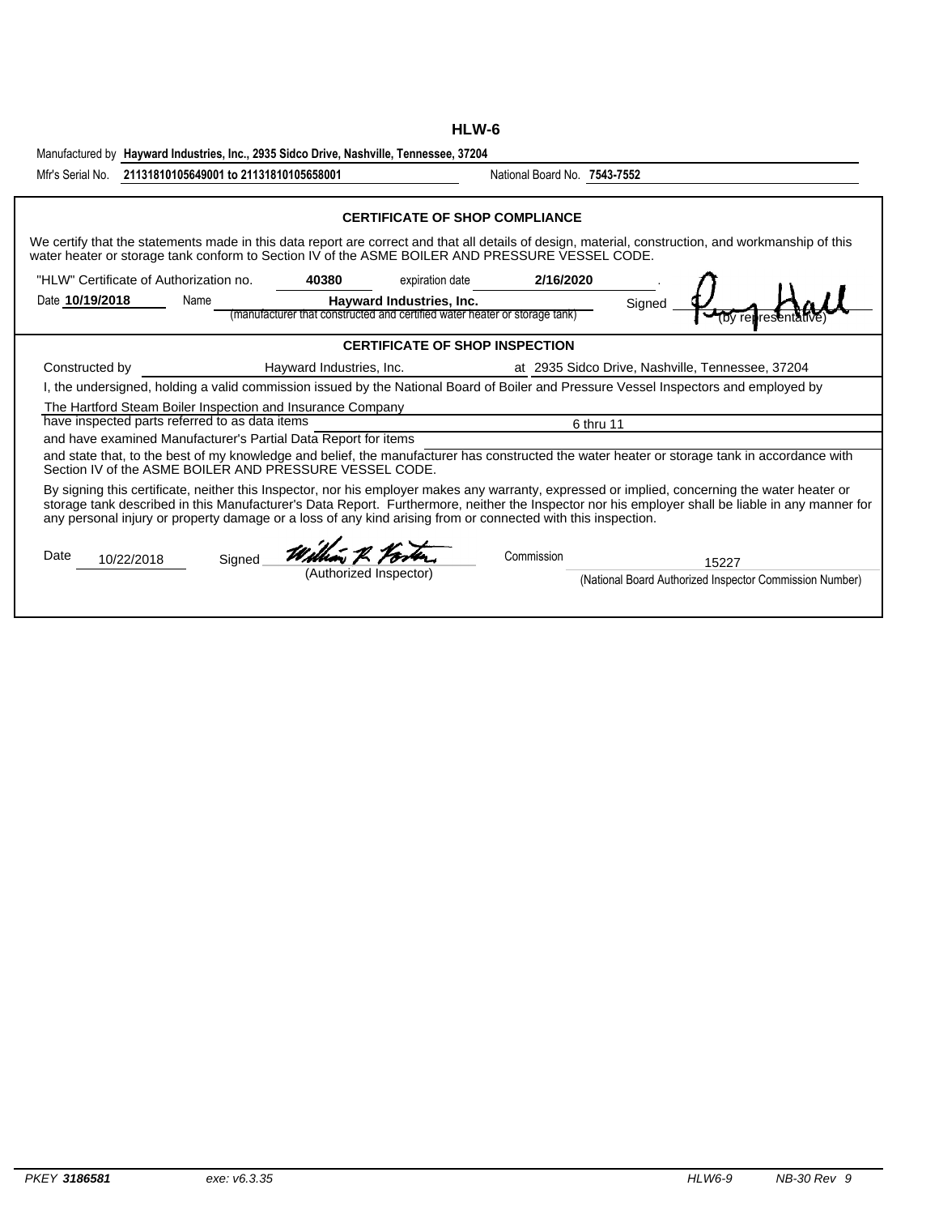# HLW-6

Manufactured by **Hayward Industries, Inc., 2935 Sidco Drive, Nashville, Tennessee, 37204**

Mfr's Serial No. **21131810105649001 to 21131810105658001** National Board No. **7543-7552**

## CERTIFICATE OF SHOP COMPLIANCE

We certify that the statements made in this data report are correct and that all details of design, material, construction, and workmanship of this water heater or storage tank conform to Section IV of the ASME BOILER AND PRESSURE VESSEL CODE.

"HLW" Certificate of Authorization no. **40380** expiration date **2/16/2020**.

Date **10/19/2018** Name **Hayward Industries, Inc.** (manufacturer that constructed and certified water heater or storage tank) Signed (by representative)

## CERTIFICATE OF SHOP INSPECTION

Constructed by Hayward Industries, Inc. at 2935 Sidco Drive, Nashville, Tennessee, 37204

I, the undersigned, holding a valid commission issued by the National Board of Boiler and Pressure Vessel Inspectors and employed by The Hartford Steam Boiler Inspection and Insurance Company

have inspected parts referred to as data items 6 thru 11

and have examined Manufacturer's Partial Data Report for items

and state that, to the best of my knowledge and belief, the manufacturer has constructed the water heater or storage tank in accordance with Section IV of the ASME BOILER AND PRESSURE VESSEL CODE.

By signing this certificate, neither this Inspector, nor his employer makes any warranty, expressed or implied, concerning the water heater or storage tank described in this Manufacturer's Data Report. Furthermore, neither the Inspector nor his employer shall be liable in any manner for any personal injury or property damage or a loss of any kind arising from or connected with this inspection.

Date 10/22/2018 Signed (Authorized Inspector) Commission 15227 (National Board Authorized Inspector Commission Number)

*PKEY 3186581* *exe: v6.3.35* *HLW6-9* *NB-30 Rev 9*